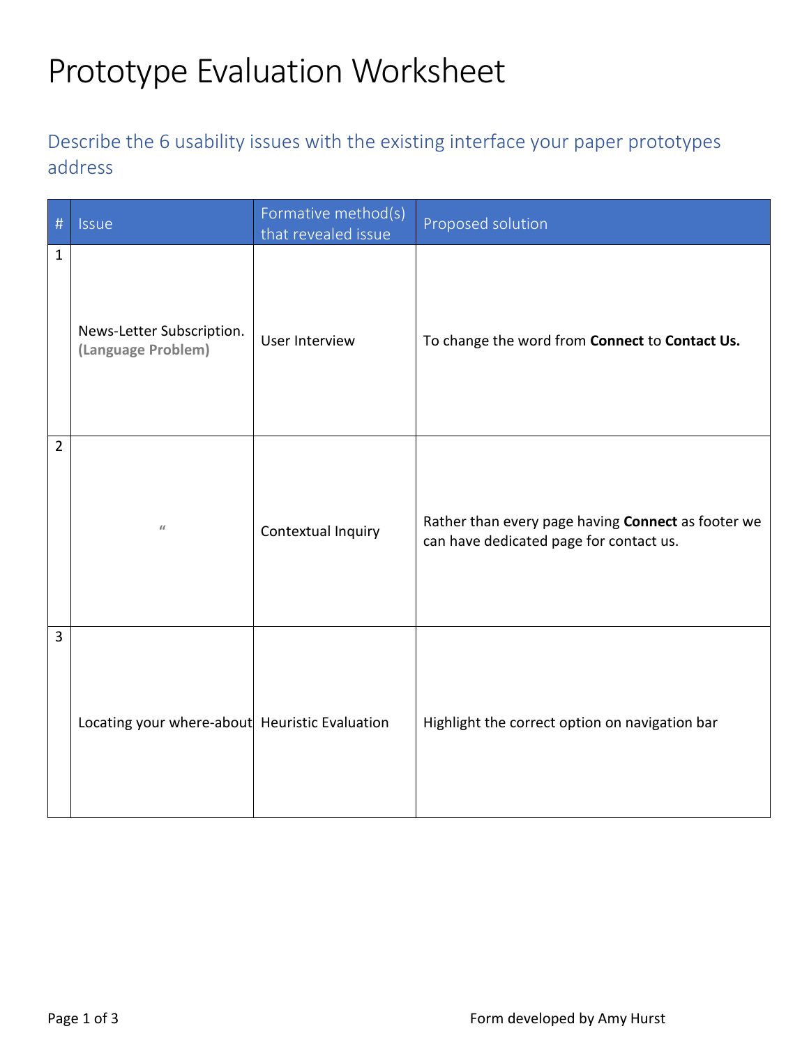# Prototype Evaluation Worksheet

## Describe the 6 usability issues with the existing interface your paper prototypes address

| # | Issue | Formative method(s) that revealed issue | Proposed solution |
|---|---|---|---|
| 1 | News-Letter Subscription. **(Language Problem)** | User Interview | To change the word from **Connect** to **Contact Us.** |
| 2 | " | Contextual Inquiry | Rather than every page having **Connect** as footer we can have dedicated page for contact us. |
| 3 | Locating your where-about | Heuristic Evaluation | Highlight the correct option on navigation bar |

Form developed by Amy Hurst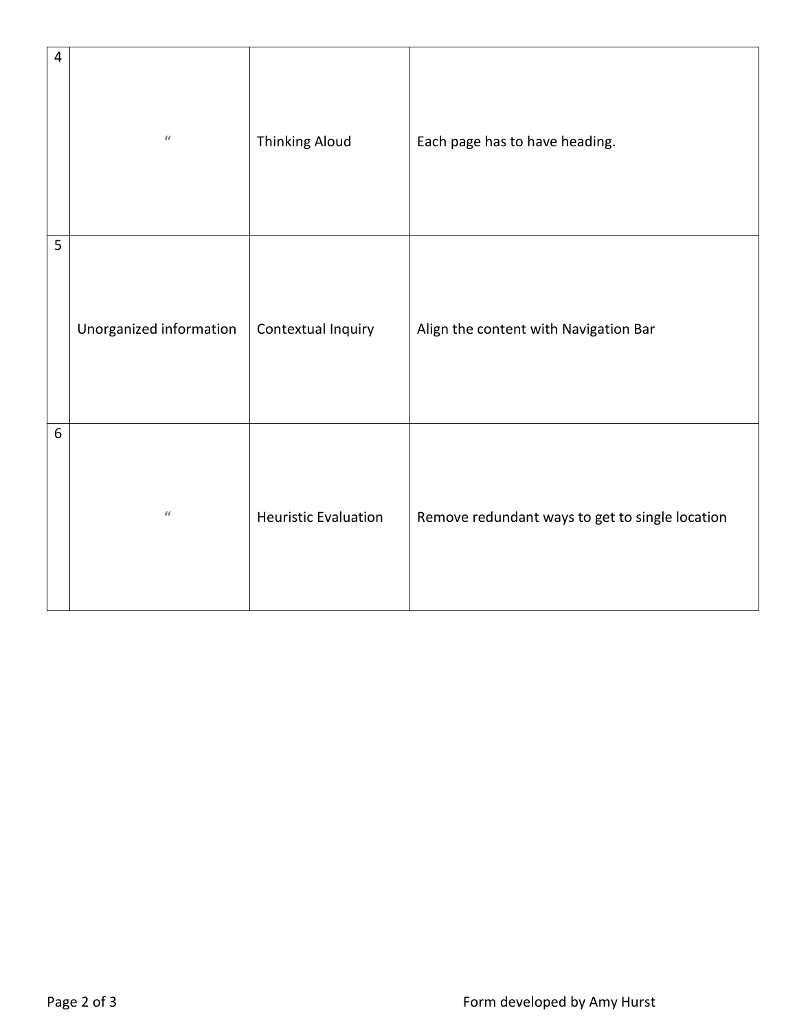| 4 | " | Thinking Aloud | Each page has to have heading. |
|---|---|---|---|
| 5 | Unorganized information | Contextual Inquiry | Align the content with Navigation Bar |
| 6 | " | Heuristic Evaluation | Remove redundant ways to get to single location |

Form developed by Amy Hurst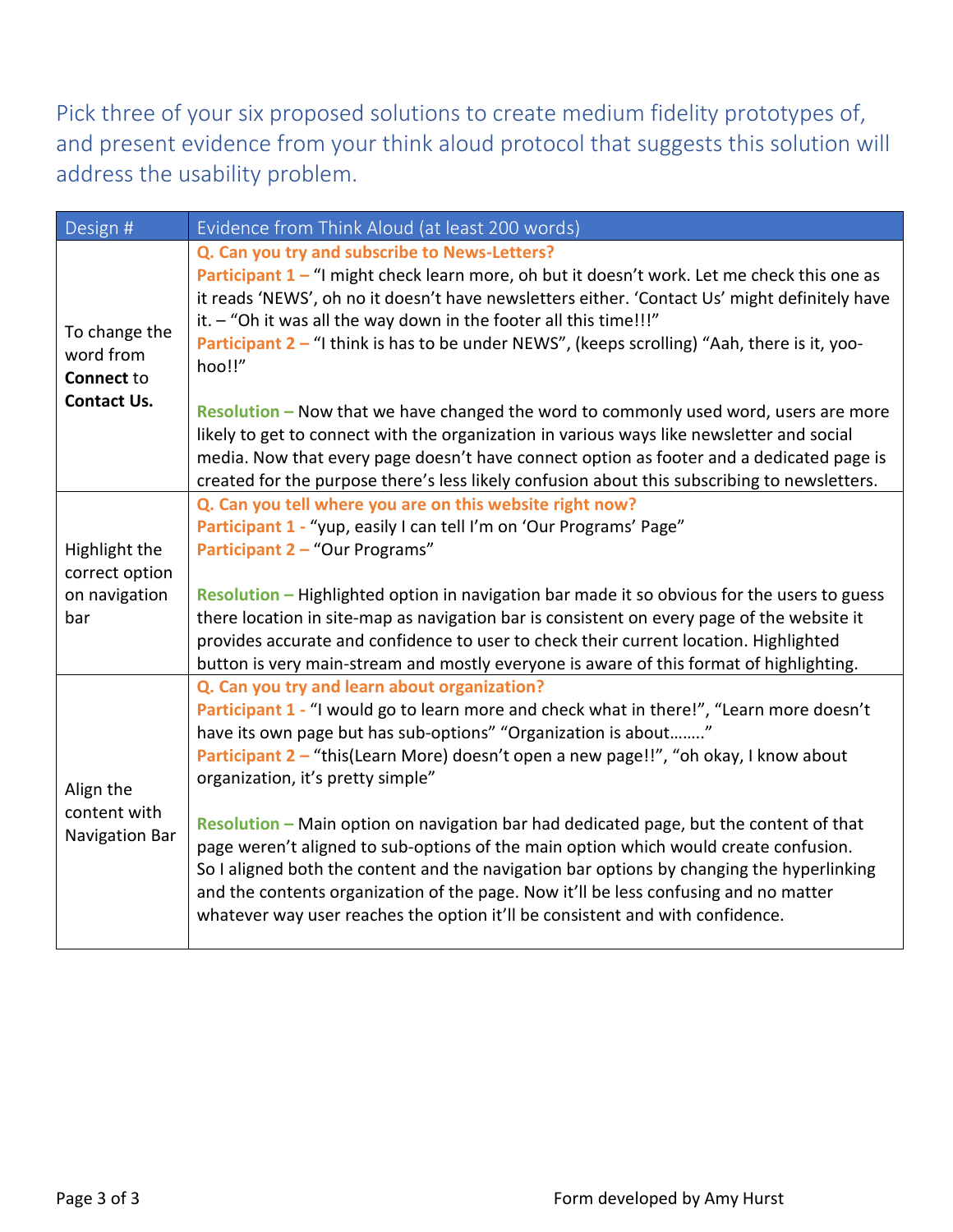Pick three of your six proposed solutions to create medium fidelity prototypes of, and present evidence from your think aloud protocol that suggests this solution will address the usability problem.

| Design # | Evidence from Think Aloud (at least 200 words) |
| --- | --- |
| To change the word from **Connect** to **Contact Us.** | **Q. Can you try and subscribe to News-Letters?**<br>**Participant 1 –** "I might check learn more, oh but it doesn't work. Let me check this one as it reads 'NEWS', oh no it doesn't have newsletters either. 'Contact Us' might definitely have it. – "Oh it was all the way down in the footer all this time!!!"<br>**Participant 2 –** "I think is has to be under NEWS", (keeps scrolling) "Aah, there is it, yoo-hoo!!"<br><br>**Resolution –** Now that we have changed the word to commonly used word, users are more likely to get to connect with the organization in various ways like newsletter and social media. Now that every page doesn't have connect option as footer and a dedicated page is created for the purpose there's less likely confusion about this subscribing to newsletters. |
| Highlight the correct option on navigation bar | **Q. Can you tell where you are on this website right now?**<br>**Participant 1 -** "yup, easily I can tell I'm on 'Our Programs' Page"<br>**Participant 2 –** "Our Programs"<br><br>**Resolution –** Highlighted option in navigation bar made it so obvious for the users to guess there location in site-map as navigation bar is consistent on every page of the website it provides accurate and confidence to user to check their current location. Highlighted button is very main-stream and mostly everyone is aware of this format of highlighting. |
| Align the content with Navigation Bar | **Q. Can you try and learn about organization?**<br>**Participant 1 -** "I would go to learn more and check what in there!", "Learn more doesn't have its own page but has sub-options" "Organization is about…….."<br>**Participant 2 –** "this(Learn More) doesn't open a new page!!", "oh okay, I know about organization, it's pretty simple"<br><br>**Resolution –** Main option on navigation bar had dedicated page, but the content of that page weren't aligned to sub-options of the main option which would create confusion. So I aligned both the content and the navigation bar options by changing the hyperlinking and the contents organization of the page. Now it'll be less confusing and no matter whatever way user reaches the option it'll be consistent and with confidence. |

Form developed by Amy Hurst